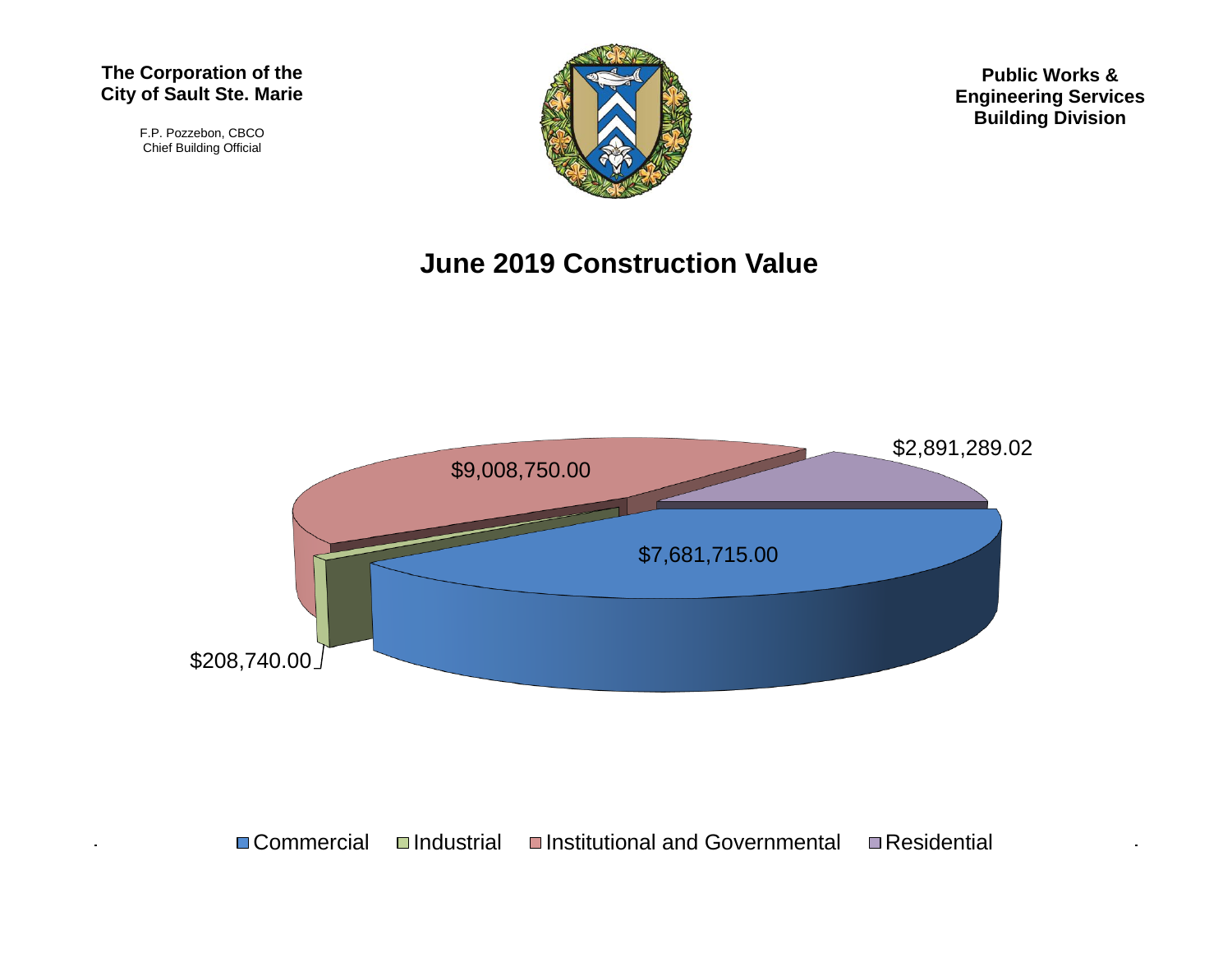**The Corporation of the City of Sault Ste. Marie**

F.P. Pozzebon, CBCO
Chief Building Official

**Public Works & Engineering Services Building Division**

# June 2019 Construction Value

| Category | Value |
| --- | --- |
| Commercial | $7,681,715.00 |
| Industrial | $208,740.00 |
| Institutional and Governmental | $9,008,750.00 |
| Residential | $2,891,289.02 |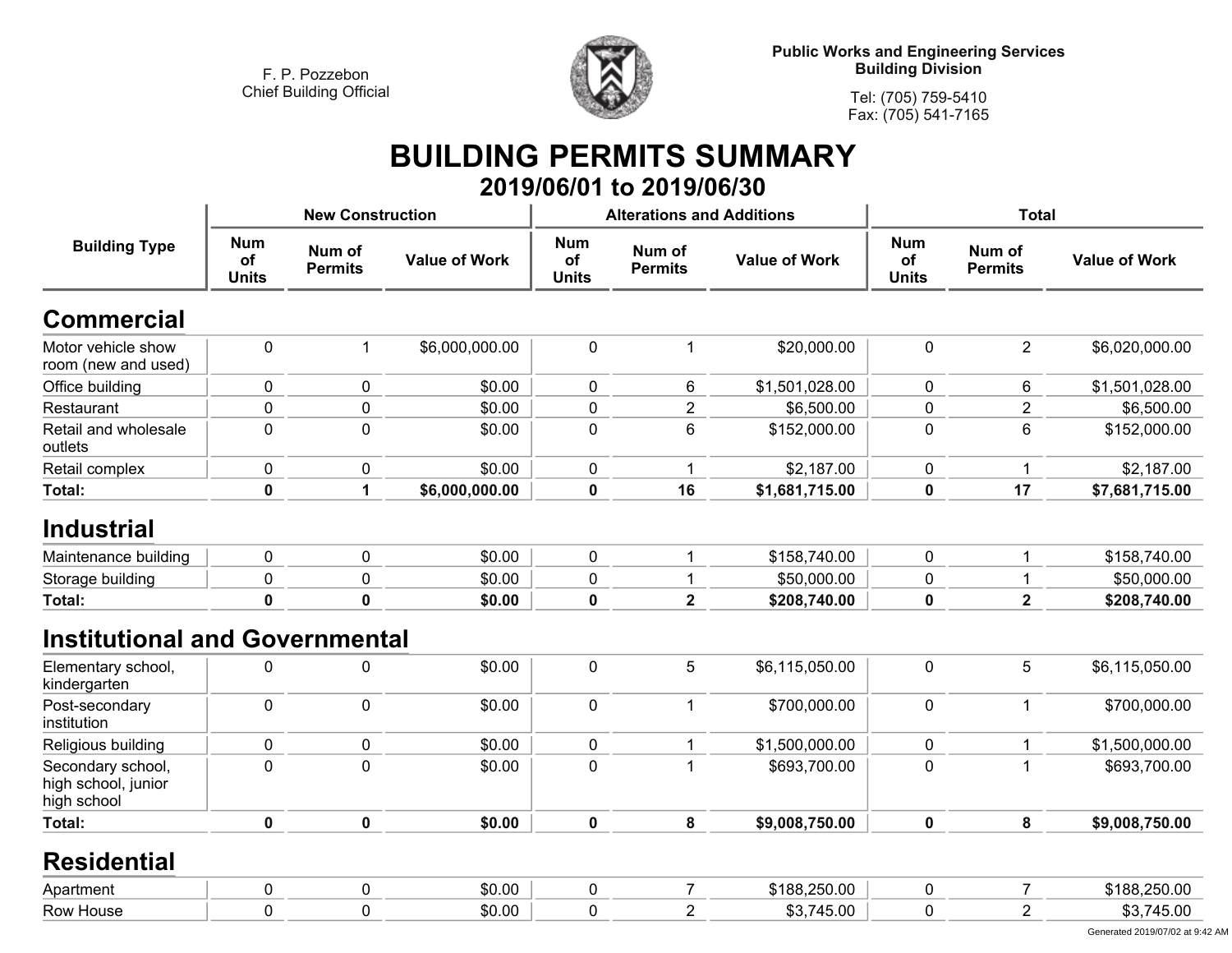F. P. Pozzebon
Chief Building Official

**Public Works and Engineering Services**
**Building Division**

Tel: (705) 759-5410
Fax: (705) 541-7165

# BUILDING PERMITS SUMMARY

## 2019/06/01 to 2019/06/30

| Building Type | New Construction | | | Alterations and Additions | | | Total | | |
|---|---|---|---|---|---|---|---|---|---|
| | Num of Units | Num of Permits | Value of Work | Num of Units | Num of Permits | Value of Work | Num of Units | Num of Permits | Value of Work |
| **Commercial** | | | | | | | | | |
| Motor vehicle show room (new and used) | 0 | 1 | $6,000,000.00 | 0 | 1 | $20,000.00 | 0 | 2 | $6,020,000.00 |
| Office building | 0 | 0 | $0.00 | 0 | 6 | $1,501,028.00 | 0 | 6 | $1,501,028.00 |
| Restaurant | 0 | 0 | $0.00 | 0 | 2 | $6,500.00 | 0 | 2 | $6,500.00 |
| Retail and wholesale outlets | 0 | 0 | $0.00 | 0 | 6 | $152,000.00 | 0 | 6 | $152,000.00 |
| Retail complex | 0 | 0 | $0.00 | 0 | 1 | $2,187.00 | 0 | 1 | $2,187.00 |
| **Total:** | **0** | **1** | **$6,000,000.00** | **0** | **16** | **$1,681,715.00** | **0** | **17** | **$7,681,715.00** |
| **Industrial** | | | | | | | | | |
| Maintenance building | 0 | 0 | $0.00 | 0 | 1 | $158,740.00 | 0 | 1 | $158,740.00 |
| Storage building | 0 | 0 | $0.00 | 0 | 1 | $50,000.00 | 0 | 1 | $50,000.00 |
| **Total:** | **0** | **0** | **$0.00** | **0** | **2** | **$208,740.00** | **0** | **2** | **$208,740.00** |
| **Institutional and Governmental** | | | | | | | | | |
| Elementary school, kindergarten | 0 | 0 | $0.00 | 0 | 5 | $6,115,050.00 | 0 | 5 | $6,115,050.00 |
| Post-secondary institution | 0 | 0 | $0.00 | 0 | 1 | $700,000.00 | 0 | 1 | $700,000.00 |
| Religious building | 0 | 0 | $0.00 | 0 | 1 | $1,500,000.00 | 0 | 1 | $1,500,000.00 |
| Secondary school, high school, junior high school | 0 | 0 | $0.00 | 0 | 1 | $693,700.00 | 0 | 1 | $693,700.00 |
| **Total:** | **0** | **0** | **$0.00** | **0** | **8** | **$9,008,750.00** | **0** | **8** | **$9,008,750.00** |
| **Residential** | | | | | | | | | |
| Apartment | 0 | 0 | $0.00 | 0 | 7 | $188,250.00 | 0 | 7 | $188,250.00 |
| Row House | 0 | 0 | $0.00 | 0 | 2 | $3,745.00 | 0 | 2 | $3,745.00 |

Generated 2019/07/02 at 9:42 AM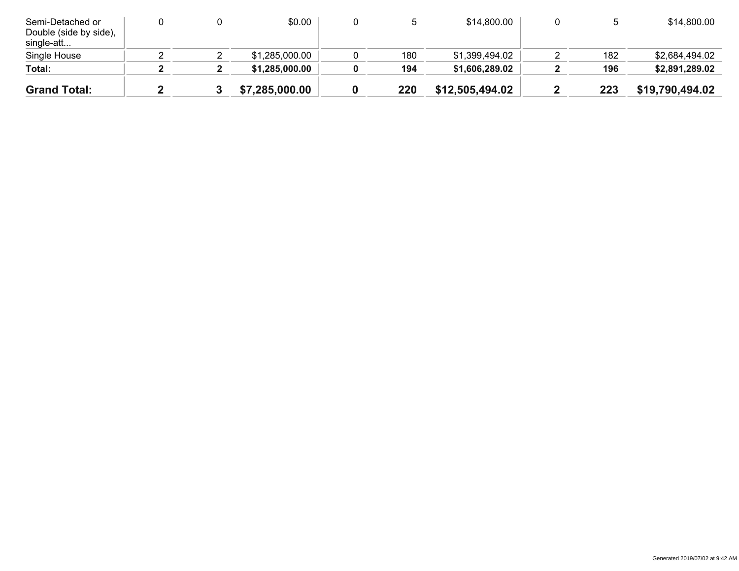| | | | | | | | | | |
|---|---|---|---|---|---|---|---|---|---|
| Semi-Detached or Double (side by side), single-att... | 0 | 0 | $0.00 | 0 | 5 | $14,800.00 | 0 | 5 | $14,800.00 |
| Single House | 2 | 2 | $1,285,000.00 | 0 | 180 | $1,399,494.02 | 2 | 182 | $2,684,494.02 |
| **Total:** | **2** | **2** | **$1,285,000.00** | **0** | **194** | **$1,606,289.02** | **2** | **196** | **$2,891,289.02** |
| **Grand Total:** | **2** | **3** | **$7,285,000.00** | **0** | **220** | **$12,505,494.02** | **2** | **223** | **$19,790,494.02** |

Generated 2019/07/02 at 9:42 AM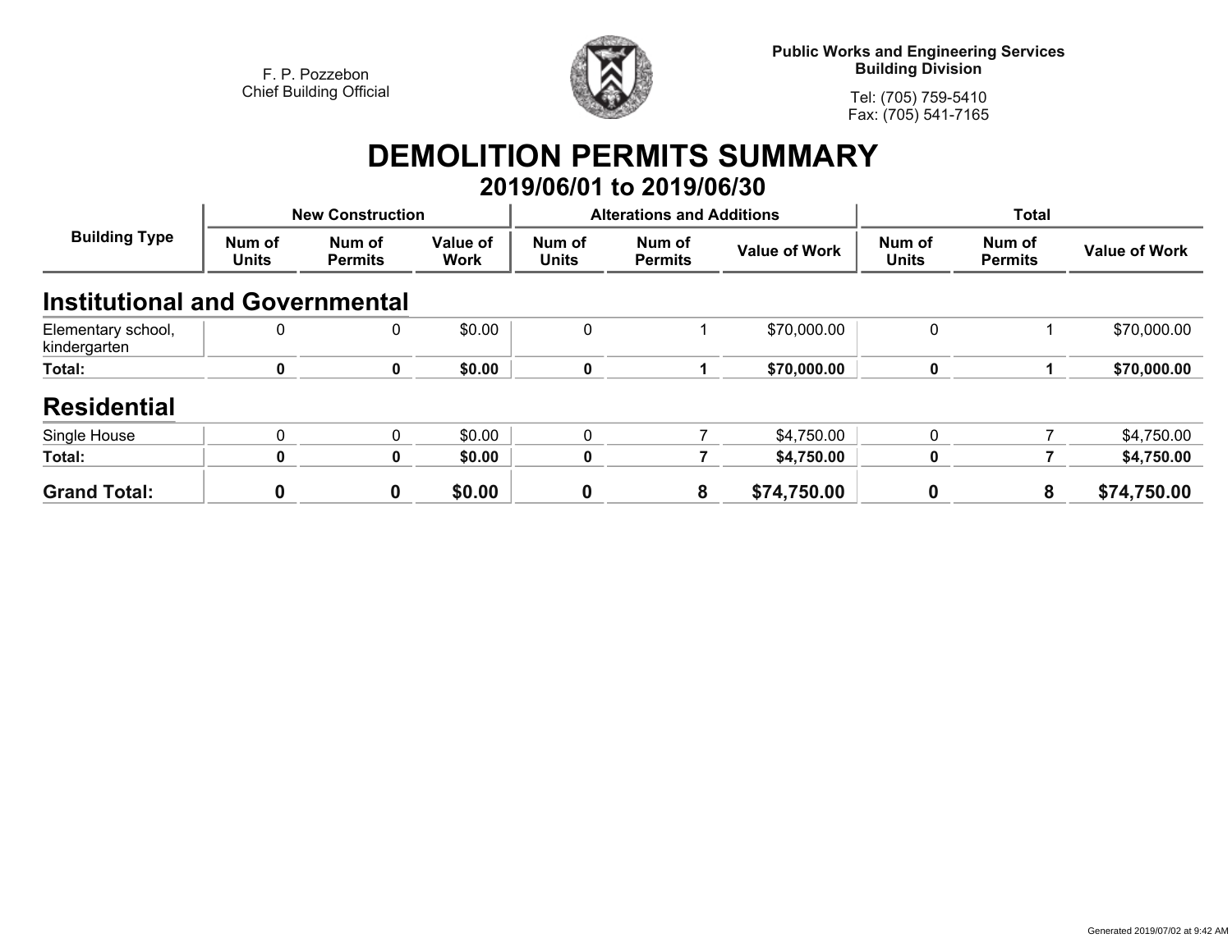F. P. Pozzebon
Chief Building Official

**Public Works and Engineering Services**
**Building Division**

Tel: (705) 759-5410
Fax: (705) 541-7165

# DEMOLITION PERMITS SUMMARY

## 2019/06/01 to 2019/06/30

| Building Type | New Construction | | | Alterations and Additions | | | Total | | |
|---|---|---|---|---|---|---|---|---|---|
| | Num of Units | Num of Permits | Value of Work | Num of Units | Num of Permits | Value of Work | Num of Units | Num of Permits | Value of Work |
| **Institutional and Governmental** | | | | | | | | | |
| Elementary school, kindergarten | 0 | 0 | $0.00 | 0 | 1 | $70,000.00 | 0 | 1 | $70,000.00 |
| **Total:** | **0** | **0** | **$0.00** | **0** | **1** | **$70,000.00** | **0** | **1** | **$70,000.00** |
| **Residential** | | | | | | | | | |
| Single House | 0 | 0 | $0.00 | 0 | 7 | $4,750.00 | 0 | 7 | $4,750.00 |
| **Total:** | **0** | **0** | **$0.00** | **0** | **7** | **$4,750.00** | **0** | **7** | **$4,750.00** |
| **Grand Total:** | **0** | **0** | **$0.00** | **0** | **8** | **$74,750.00** | **0** | **8** | **$74,750.00** |

Generated 2019/07/02 at 9:42 AM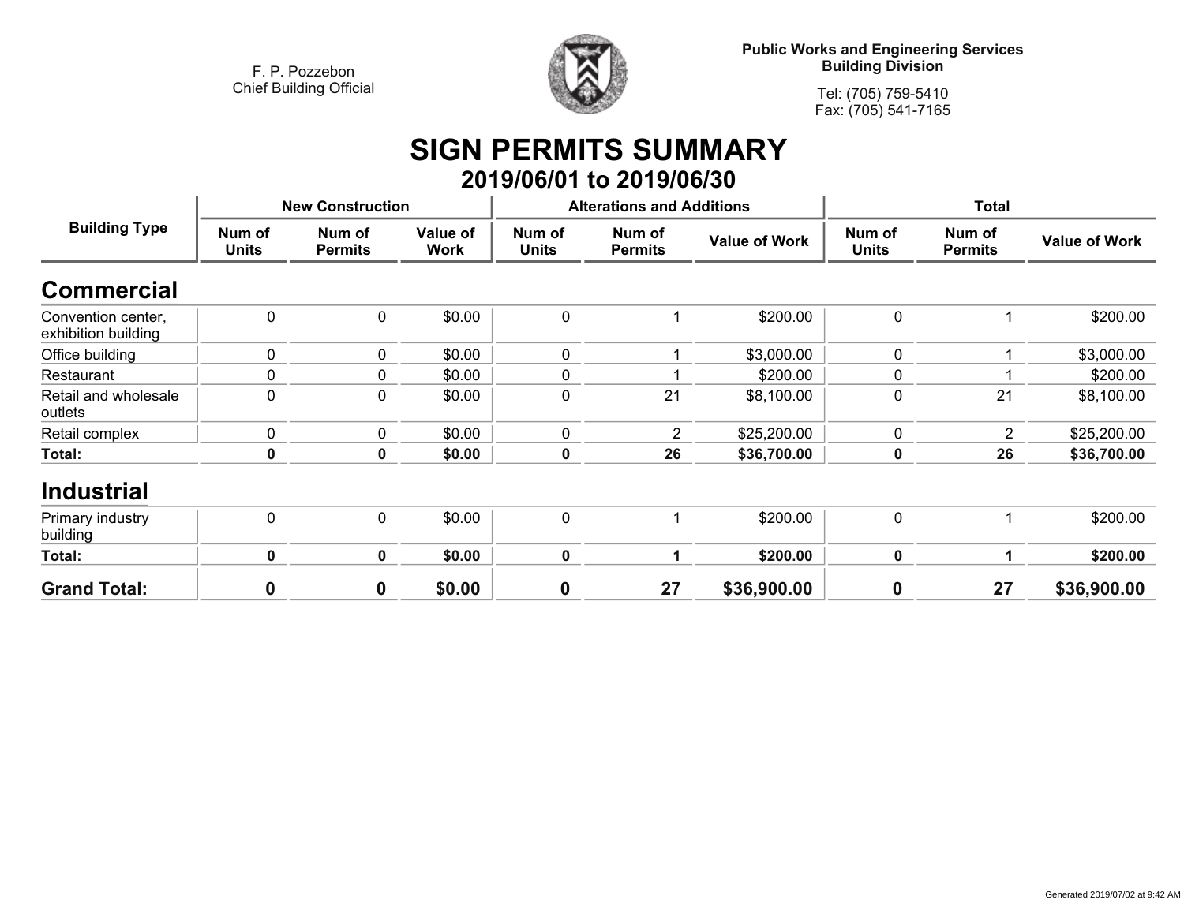F. P. Pozzebon
Chief Building Official

**Public Works and Engineering Services**
**Building Division**

Tel: (705) 759-5410
Fax: (705) 541-7165

# SIGN PERMITS SUMMARY

## 2019/06/01 to 2019/06/30

| Building Type | New Construction | | | Alterations and Additions | | | Total | | |
|---|---|---|---|---|---|---|---|---|---|
| | Num of Units | Num of Permits | Value of Work | Num of Units | Num of Permits | Value of Work | Num of Units | Num of Permits | Value of Work |
| **Commercial** | | | | | | | | | |
| Convention center, exhibition building | 0 | 0 | $0.00 | 0 | 1 | $200.00 | 0 | 1 | $200.00 |
| Office building | 0 | 0 | $0.00 | 0 | 1 | $3,000.00 | 0 | 1 | $3,000.00 |
| Restaurant | 0 | 0 | $0.00 | 0 | 1 | $200.00 | 0 | 1 | $200.00 |
| Retail and wholesale outlets | 0 | 0 | $0.00 | 0 | 21 | $8,100.00 | 0 | 21 | $8,100.00 |
| Retail complex | 0 | 0 | $0.00 | 0 | 2 | $25,200.00 | 0 | 2 | $25,200.00 |
| **Total:** | **0** | **0** | **$0.00** | **0** | **26** | **$36,700.00** | **0** | **26** | **$36,700.00** |
| **Industrial** | | | | | | | | | |
| Primary industry building | 0 | 0 | $0.00 | 0 | 1 | $200.00 | 0 | 1 | $200.00 |
| **Total:** | **0** | **0** | **$0.00** | **0** | **1** | **$200.00** | **0** | **1** | **$200.00** |
| **Grand Total:** | **0** | **0** | **$0.00** | **0** | **27** | **$36,900.00** | **0** | **27** | **$36,900.00** |

Generated 2019/07/02 at 9:42 AM